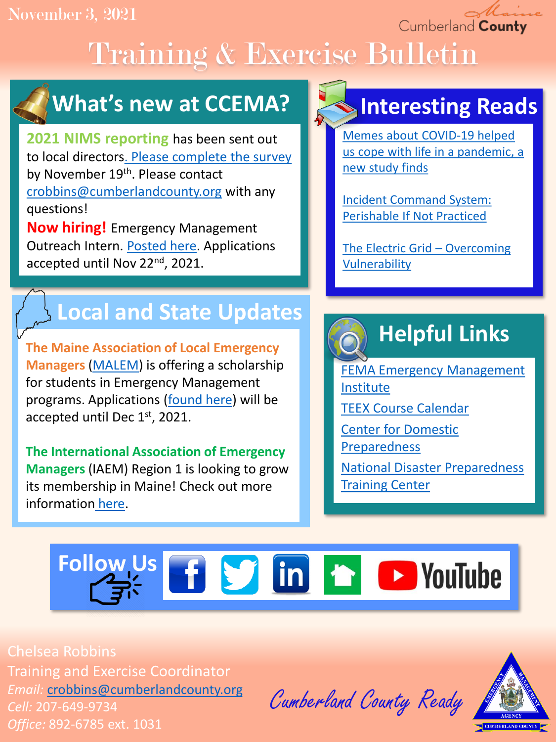November 3, 2021

Cumberland County

# Training & Exercise Bulletin

## What's new at CCEMA?

**2021 NIMS reporting** has been sent out to local directors. Please complete the survey by November 19th. Please contact crobbins@cumberlandcounty.org with any questions!

**Now hiring!** Emergency Management Outreach Intern. Posted here. Applications accepted until Nov 22nd, 2021.

## Interesting Reads

Memes about COVID-19 helped us cope with life in a pandemic, a new study finds

Incident Command System: Perishable If Not Practiced

The Electric Grid – Overcoming Vulnerability

## Local and State Updates

**The Maine Association of Local Emergency Managers** (MALEM) is offering a scholarship for students in Emergency Management programs. Applications (found here) will be accepted until Dec 1st, 2021.

**The International Association of Emergency Managers** (IAEM) Region 1 is looking to grow its membership in Maine! Check out more information here.

## Helpful Links

FEMA Emergency Management Institute

TEEX Course Calendar

Center for Domestic Preparedness

National Disaster Preparedness Training Center

## Follow Us

Chelsea Robbins
Training and Exercise Coordinator
*Email:* crobbins@cumberlandcounty.org
*Cell:* 207-649-9734
*Office:* 892-6785 ext. 1031

Cumberland County Ready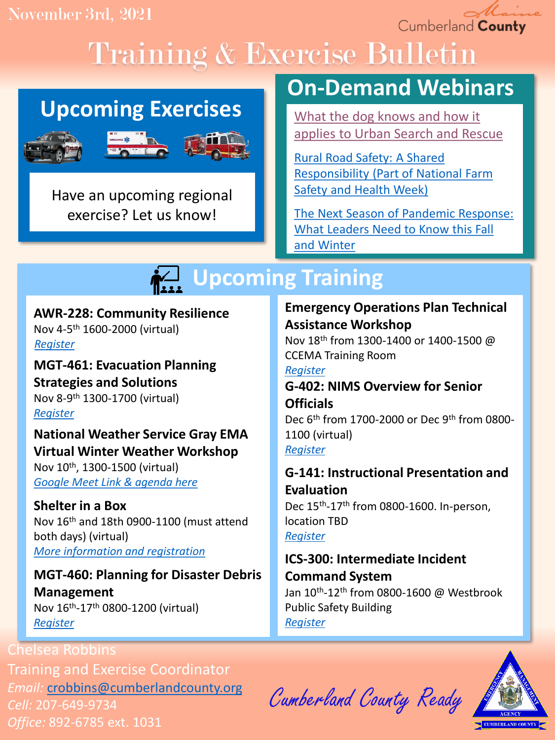November 3rd, 2021

Cumberland County

# Training & Exercise Bulletin

## Upcoming Exercises

Have an upcoming regional exercise? Let us know!

## On-Demand Webinars

What the dog knows and how it applies to Urban Search and Rescue

Rural Road Safety: A Shared Responsibility (Part of National Farm Safety and Health Week)

The Next Season of Pandemic Response: What Leaders Need to Know this Fall and Winter

## Upcoming Training

**AWR-228: Community Resilience**
Nov 4-5th 1600-2000 (virtual)
*Register*

**MGT-461: Evacuation Planning Strategies and Solutions**
Nov 8-9th 1300-1700 (virtual)
*Register*

**National Weather Service Gray EMA Virtual Winter Weather Workshop**
Nov 10th, 1300-1500 (virtual)
*Google Meet Link & agenda here*

**Shelter in a Box**
Nov 16th and 18th 0900-1100 (must attend both days) (virtual)
*More information and registration*

**MGT-460: Planning for Disaster Debris Management**
Nov 16th-17th 0800-1200 (virtual)
*Register*

**Emergency Operations Plan Technical Assistance Workshop**
Nov 18th from 1300-1400 or 1400-1500 @ CCEMA Training Room
*Register*

**G-402: NIMS Overview for Senior Officials**
Dec 6th from 1700-2000 or Dec 9th from 0800-1100 (virtual)
*Register*

**G-141: Instructional Presentation and Evaluation**
Dec 15th-17th from 0800-1600. In-person, location TBD
*Register*

**ICS-300: Intermediate Incident Command System**
Jan 10th-12th from 0800-1600 @ Westbrook Public Safety Building
*Register*

Chelsea Robbins
Training and Exercise Coordinator
*Email:* crobbins@cumberlandcounty.org
*Cell:* 207-649-9734
*Office:* 892-6785 ext. 1031

Cumberland County Ready